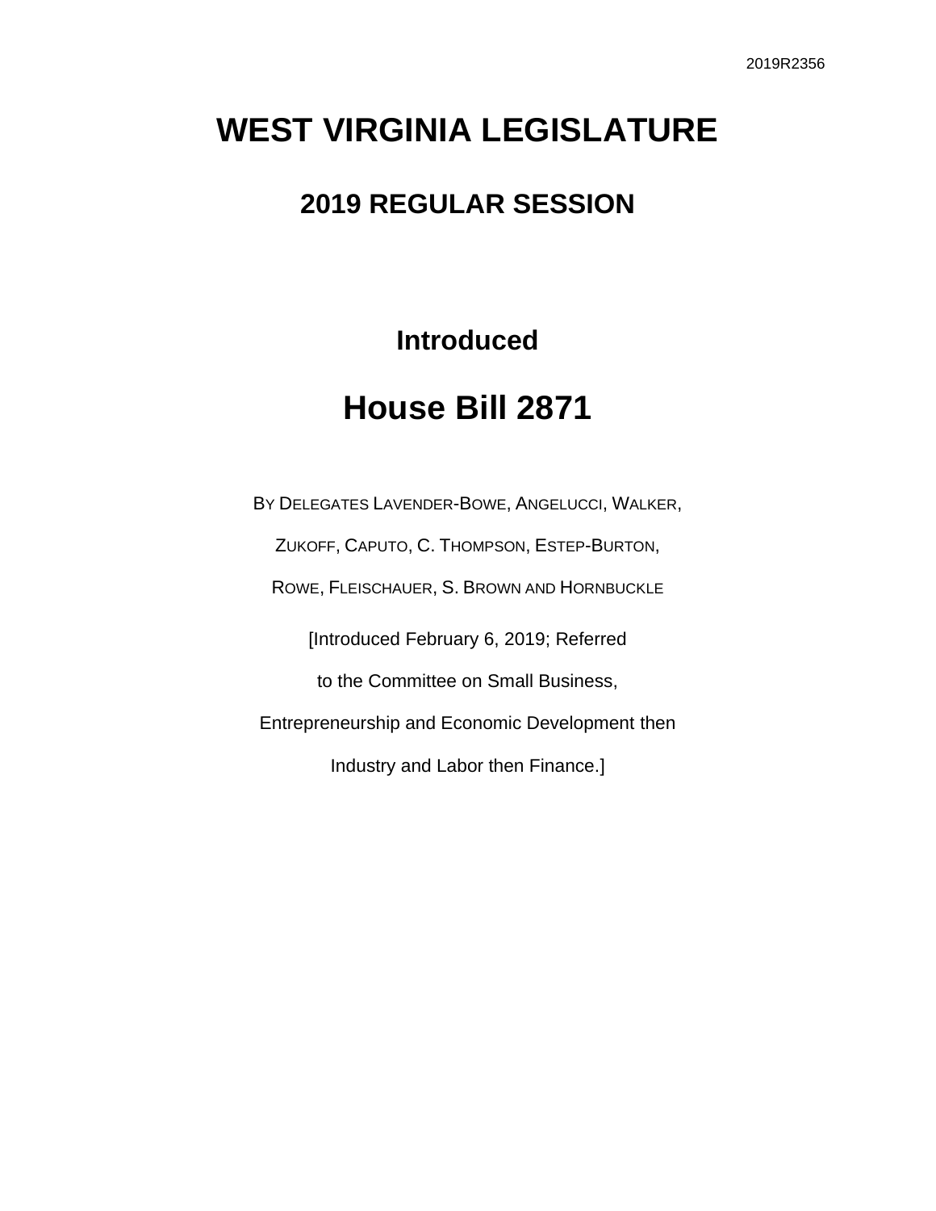2019R2356

# WEST VIRGINIA LEGISLATURE

## 2019 REGULAR SESSION

### Introduced

# House Bill 2871

BY DELEGATES LAVENDER-BOWE, ANGELUCCI, WALKER,

ZUKOFF, CAPUTO, C. THOMPSON, ESTEP-BURTON,

ROWE, FLEISCHAUER, S. BROWN AND HORNBUCKLE

[Introduced February 6, 2019; Referred

to the Committee on Small Business,

Entrepreneurship and Economic Development then

Industry and Labor then Finance.]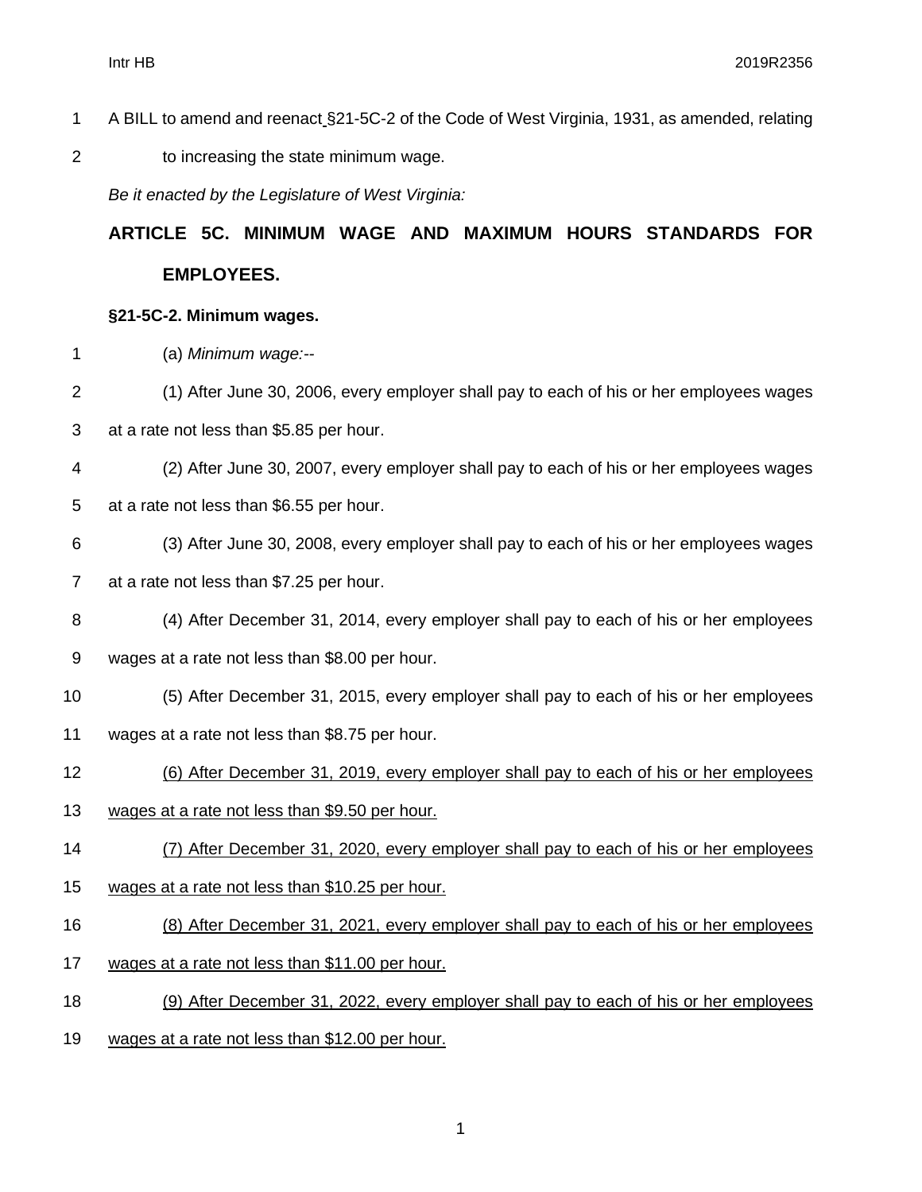A BILL to amend and reenact §21-5C-2 of the Code of West Virginia, 1931, as amended, relating to increasing the state minimum wage.

*Be it enacted by the Legislature of West Virginia:*

## ARTICLE 5C. MINIMUM WAGE AND MAXIMUM HOURS STANDARDS FOR EMPLOYEES.

### §21-5C-2. Minimum wages.

(a) *Minimum wage:*--

(1) After June 30, 2006, every employer shall pay to each of his or her employees wages at a rate not less than $5.85 per hour.

(2) After June 30, 2007, every employer shall pay to each of his or her employees wages at a rate not less than $6.55 per hour.

(3) After June 30, 2008, every employer shall pay to each of his or her employees wages at a rate not less than $7.25 per hour.

(4) After December 31, 2014, every employer shall pay to each of his or her employees wages at a rate not less than $8.00 per hour.

(5) After December 31, 2015, every employer shall pay to each of his or her employees wages at a rate not less than $8.75 per hour.

<u>(6) After December 31, 2019, every employer shall pay to each of his or her employees wages at a rate not less than $9.50 per hour.</u>

<u>(7) After December 31, 2020, every employer shall pay to each of his or her employees wages at a rate not less than $10.25 per hour.</u>

<u>(8) After December 31, 2021, every employer shall pay to each of his or her employees wages at a rate not less than $11.00 per hour.</u>

<u>(9) After December 31, 2022, every employer shall pay to each of his or her employees wages at a rate not less than $12.00 per hour.</u>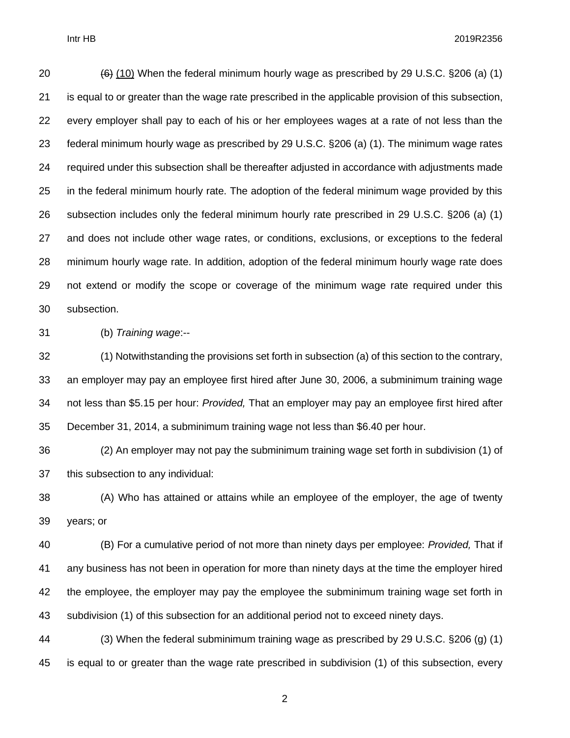~~(6)~~ <u>(10)</u> When the federal minimum hourly wage as prescribed by 29 U.S.C. §206 (a) (1) is equal to or greater than the wage rate prescribed in the applicable provision of this subsection, every employer shall pay to each of his or her employees wages at a rate of not less than the federal minimum hourly wage as prescribed by 29 U.S.C. §206 (a) (1). The minimum wage rates required under this subsection shall be thereafter adjusted in accordance with adjustments made in the federal minimum hourly rate. The adoption of the federal minimum wage provided by this subsection includes only the federal minimum hourly rate prescribed in 29 U.S.C. §206 (a) (1) and does not include other wage rates, or conditions, exclusions, or exceptions to the federal minimum hourly wage rate. In addition, adoption of the federal minimum hourly wage rate does not extend or modify the scope or coverage of the minimum wage rate required under this subsection.

(b) *Training wage*:--

(1) Notwithstanding the provisions set forth in subsection (a) of this section to the contrary, an employer may pay an employee first hired after June 30, 2006, a subminimum training wage not less than $5.15 per hour: *Provided,* That an employer may pay an employee first hired after December 31, 2014, a subminimum training wage not less than $6.40 per hour.

(2) An employer may not pay the subminimum training wage set forth in subdivision (1) of this subsection to any individual:

(A) Who has attained or attains while an employee of the employer, the age of twenty years; or

(B) For a cumulative period of not more than ninety days per employee: *Provided,* That if any business has not been in operation for more than ninety days at the time the employer hired the employee, the employer may pay the employee the subminimum training wage set forth in subdivision (1) of this subsection for an additional period not to exceed ninety days.

(3) When the federal subminimum training wage as prescribed by 29 U.S.C. §206 (g) (1) is equal to or greater than the wage rate prescribed in subdivision (1) of this subsection, every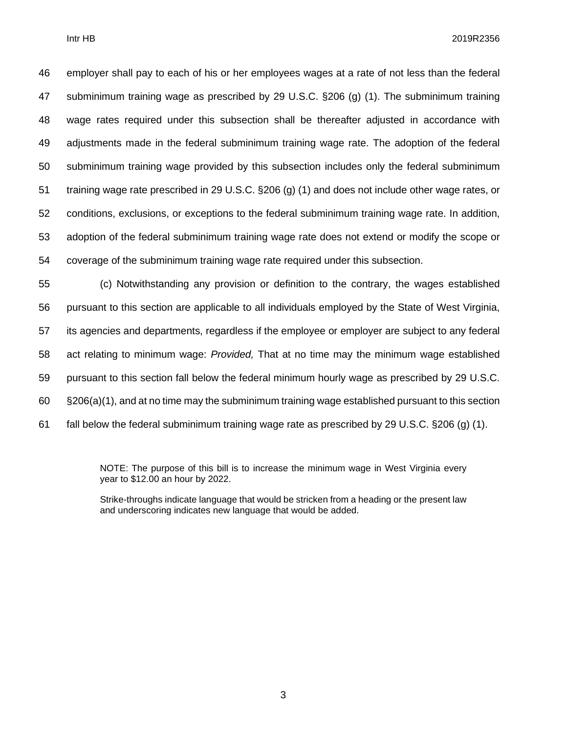employer shall pay to each of his or her employees wages at a rate of not less than the federal subminimum training wage as prescribed by 29 U.S.C. §206 (g) (1). The subminimum training wage rates required under this subsection shall be thereafter adjusted in accordance with adjustments made in the federal subminimum training wage rate. The adoption of the federal subminimum training wage provided by this subsection includes only the federal subminimum training wage rate prescribed in 29 U.S.C. §206 (g) (1) and does not include other wage rates, or conditions, exclusions, or exceptions to the federal subminimum training wage rate. In addition, adoption of the federal subminimum training wage rate does not extend or modify the scope or coverage of the subminimum training wage rate required under this subsection.

(c) Notwithstanding any provision or definition to the contrary, the wages established pursuant to this section are applicable to all individuals employed by the State of West Virginia, its agencies and departments, regardless if the employee or employer are subject to any federal act relating to minimum wage: *Provided,* That at no time may the minimum wage established pursuant to this section fall below the federal minimum hourly wage as prescribed by 29 U.S.C. §206(a)(1), and at no time may the subminimum training wage established pursuant to this section fall below the federal subminimum training wage rate as prescribed by 29 U.S.C. §206 (g) (1).

NOTE: The purpose of this bill is to increase the minimum wage in West Virginia every year to $12.00 an hour by 2022.

Strike-throughs indicate language that would be stricken from a heading or the present law and underscoring indicates new language that would be added.